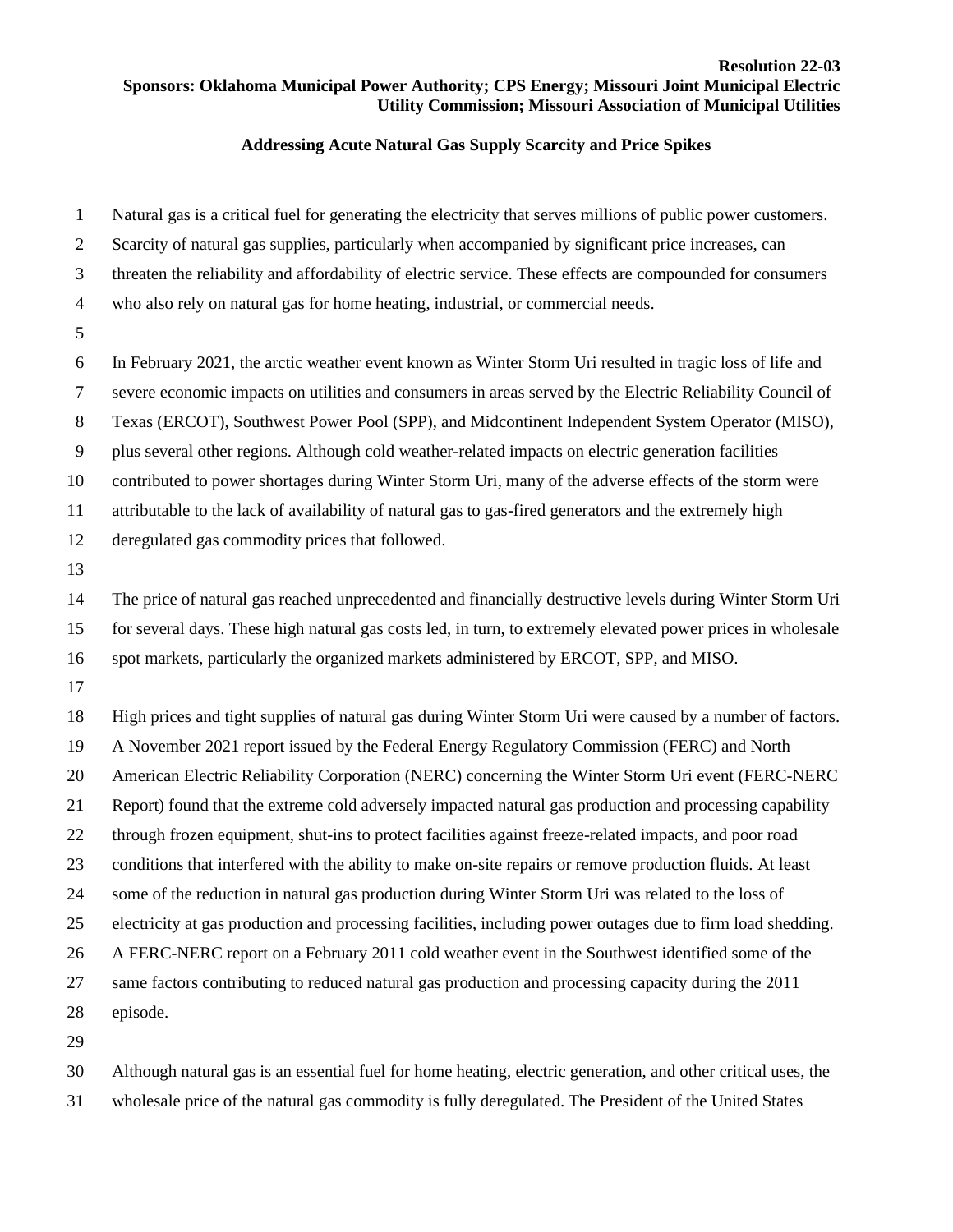**Resolution 22-03**
**Sponsors: Oklahoma Municipal Power Authority; CPS Energy; Missouri Joint Municipal Electric Utility Commission; Missouri Association of Municipal Utilities**

## Addressing Acute Natural Gas Supply Scarcity and Price Spikes

Natural gas is a critical fuel for generating the electricity that serves millions of public power customers. Scarcity of natural gas supplies, particularly when accompanied by significant price increases, can threaten the reliability and affordability of electric service. These effects are compounded for consumers who also rely on natural gas for home heating, industrial, or commercial needs.

In February 2021, the arctic weather event known as Winter Storm Uri resulted in tragic loss of life and severe economic impacts on utilities and consumers in areas served by the Electric Reliability Council of Texas (ERCOT), Southwest Power Pool (SPP), and Midcontinent Independent System Operator (MISO), plus several other regions. Although cold weather-related impacts on electric generation facilities contributed to power shortages during Winter Storm Uri, many of the adverse effects of the storm were attributable to the lack of availability of natural gas to gas-fired generators and the extremely high deregulated gas commodity prices that followed.

The price of natural gas reached unprecedented and financially destructive levels during Winter Storm Uri for several days. These high natural gas costs led, in turn, to extremely elevated power prices in wholesale spot markets, particularly the organized markets administered by ERCOT, SPP, and MISO.

High prices and tight supplies of natural gas during Winter Storm Uri were caused by a number of factors. A November 2021 report issued by the Federal Energy Regulatory Commission (FERC) and North American Electric Reliability Corporation (NERC) concerning the Winter Storm Uri event (FERC-NERC Report) found that the extreme cold adversely impacted natural gas production and processing capability through frozen equipment, shut-ins to protect facilities against freeze-related impacts, and poor road conditions that interfered with the ability to make on-site repairs or remove production fluids. At least some of the reduction in natural gas production during Winter Storm Uri was related to the loss of electricity at gas production and processing facilities, including power outages due to firm load shedding. A FERC-NERC report on a February 2011 cold weather event in the Southwest identified some of the same factors contributing to reduced natural gas production and processing capacity during the 2011 episode.

Although natural gas is an essential fuel for home heating, electric generation, and other critical uses, the wholesale price of the natural gas commodity is fully deregulated. The President of the United States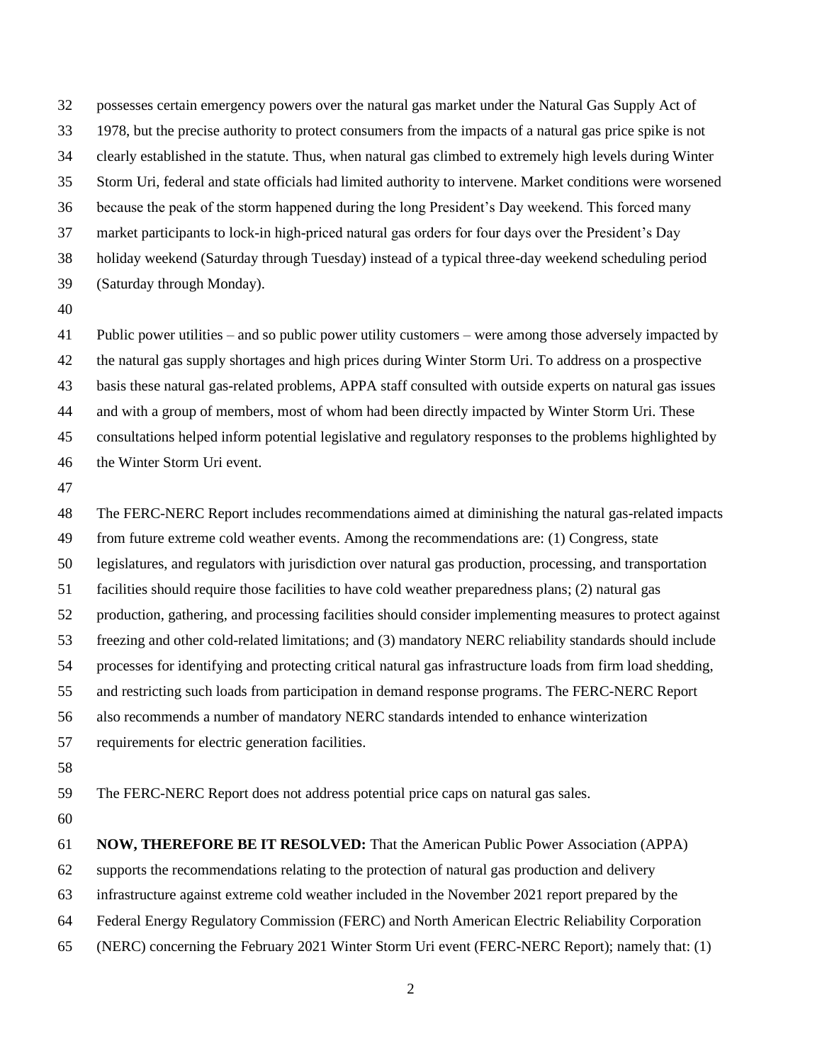possesses certain emergency powers over the natural gas market under the Natural Gas Supply Act of 1978, but the precise authority to protect consumers from the impacts of a natural gas price spike is not clearly established in the statute. Thus, when natural gas climbed to extremely high levels during Winter Storm Uri, federal and state officials had limited authority to intervene. Market conditions were worsened because the peak of the storm happened during the long President's Day weekend. This forced many market participants to lock-in high-priced natural gas orders for four days over the President's Day holiday weekend (Saturday through Tuesday) instead of a typical three-day weekend scheduling period (Saturday through Monday).

Public power utilities – and so public power utility customers – were among those adversely impacted by the natural gas supply shortages and high prices during Winter Storm Uri. To address on a prospective basis these natural gas-related problems, APPA staff consulted with outside experts on natural gas issues and with a group of members, most of whom had been directly impacted by Winter Storm Uri. These consultations helped inform potential legislative and regulatory responses to the problems highlighted by the Winter Storm Uri event.

The FERC-NERC Report includes recommendations aimed at diminishing the natural gas-related impacts from future extreme cold weather events. Among the recommendations are: (1) Congress, state legislatures, and regulators with jurisdiction over natural gas production, processing, and transportation facilities should require those facilities to have cold weather preparedness plans; (2) natural gas production, gathering, and processing facilities should consider implementing measures to protect against freezing and other cold-related limitations; and (3) mandatory NERC reliability standards should include processes for identifying and protecting critical natural gas infrastructure loads from firm load shedding, and restricting such loads from participation in demand response programs. The FERC-NERC Report also recommends a number of mandatory NERC standards intended to enhance winterization requirements for electric generation facilities.

The FERC-NERC Report does not address potential price caps on natural gas sales.

**NOW, THEREFORE BE IT RESOLVED:** That the American Public Power Association (APPA) supports the recommendations relating to the protection of natural gas production and delivery infrastructure against extreme cold weather included in the November 2021 report prepared by the Federal Energy Regulatory Commission (FERC) and North American Electric Reliability Corporation (NERC) concerning the February 2021 Winter Storm Uri event (FERC-NERC Report); namely that: (1)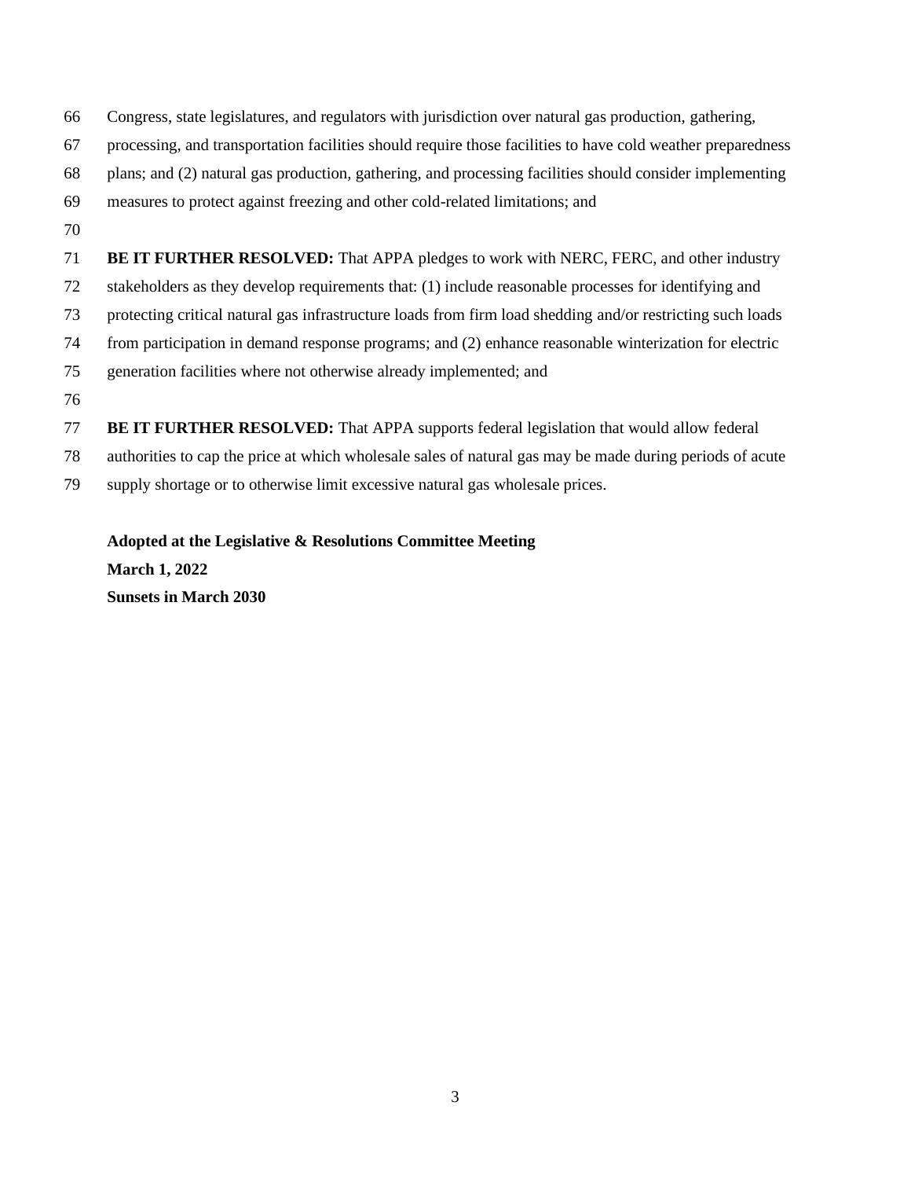Congress, state legislatures, and regulators with jurisdiction over natural gas production, gathering, processing, and transportation facilities should require those facilities to have cold weather preparedness plans; and (2) natural gas production, gathering, and processing facilities should consider implementing measures to protect against freezing and other cold-related limitations; and

**BE IT FURTHER RESOLVED:** That APPA pledges to work with NERC, FERC, and other industry stakeholders as they develop requirements that: (1) include reasonable processes for identifying and protecting critical natural gas infrastructure loads from firm load shedding and/or restricting such loads from participation in demand response programs; and (2) enhance reasonable winterization for electric generation facilities where not otherwise already implemented; and

**BE IT FURTHER RESOLVED:** That APPA supports federal legislation that would allow federal authorities to cap the price at which wholesale sales of natural gas may be made during periods of acute supply shortage or to otherwise limit excessive natural gas wholesale prices.

**Adopted at the Legislative & Resolutions Committee Meeting**
**March 1, 2022**
**Sunsets in March 2030**